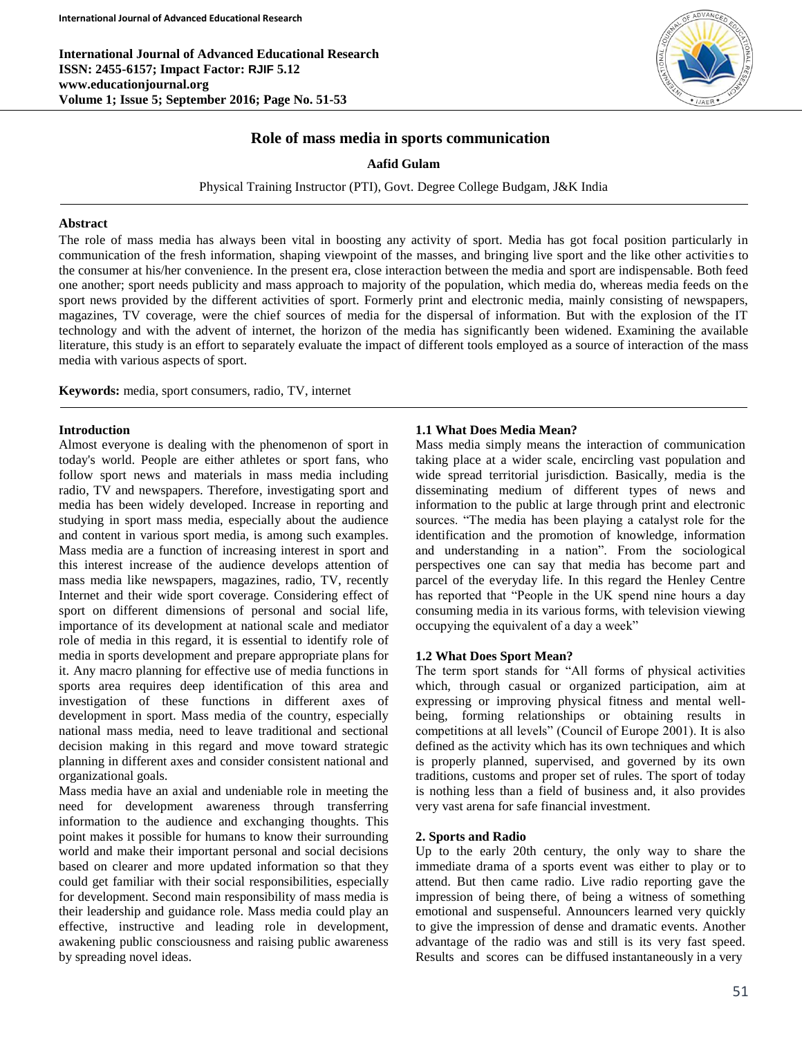# Role of mass media in sports communication

**Aafid Gulam**

Physical Training Instructor (PTI), Govt. Degree College Budgam, J&K India

## Abstract

The role of mass media has always been vital in boosting any activity of sport. Media has got focal position particularly in communication of the fresh information, shaping viewpoint of the masses, and bringing live sport and the like other activities to the consumer at his/her convenience. In the present era, close interaction between the media and sport are indispensable. Both feed one another; sport needs publicity and mass approach to majority of the population, which media do, whereas media feeds on the sport news provided by the different activities of sport. Formerly print and electronic media, mainly consisting of newspapers, magazines, TV coverage, were the chief sources of media for the dispersal of information. But with the explosion of the IT technology and with the advent of internet, the horizon of the media has significantly been widened. Examining the available literature, this study is an effort to separately evaluate the impact of different tools employed as a source of interaction of the mass media with various aspects of sport.

**Keywords:** media, sport consumers, radio, TV, internet

## Introduction

Almost everyone is dealing with the phenomenon of sport in today's world. People are either athletes or sport fans, who follow sport news and materials in mass media including radio, TV and newspapers. Therefore, investigating sport and media has been widely developed. Increase in reporting and studying in sport mass media, especially about the audience and content in various sport media, is among such examples. Mass media are a function of increasing interest in sport and this interest increase of the audience develops attention of mass media like newspapers, magazines, radio, TV, recently Internet and their wide sport coverage. Considering effect of sport on different dimensions of personal and social life, importance of its development at national scale and mediator role of media in this regard, it is essential to identify role of media in sports development and prepare appropriate plans for it. Any macro planning for effective use of media functions in sports area requires deep identification of this area and investigation of these functions in different axes of development in sport. Mass media of the country, especially national mass media, need to leave traditional and sectional decision making in this regard and move toward strategic planning in different axes and consider consistent national and organizational goals.

Mass media have an axial and undeniable role in meeting the need for development awareness through transferring information to the audience and exchanging thoughts. This point makes it possible for humans to know their surrounding world and make their important personal and social decisions based on clearer and more updated information so that they could get familiar with their social responsibilities, especially for development. Second main responsibility of mass media is their leadership and guidance role. Mass media could play an effective, instructive and leading role in development, awakening public consciousness and raising public awareness by spreading novel ideas.

### 1.1 What Does Media Mean?

Mass media simply means the interaction of communication taking place at a wider scale, encircling vast population and wide spread territorial jurisdiction. Basically, media is the disseminating medium of different types of news and information to the public at large through print and electronic sources. "The media has been playing a catalyst role for the identification and the promotion of knowledge, information and understanding in a nation". From the sociological perspectives one can say that media has become part and parcel of the everyday life. In this regard the Henley Centre has reported that "People in the UK spend nine hours a day consuming media in its various forms, with television viewing occupying the equivalent of a day a week"

### 1.2 What Does Sport Mean?

The term sport stands for "All forms of physical activities which, through casual or organized participation, aim at expressing or improving physical fitness and mental well-being, forming relationships or obtaining results in competitions at all levels" (Council of Europe 2001). It is also defined as the activity which has its own techniques and which is properly planned, supervised, and governed by its own traditions, customs and proper set of rules. The sport of today is nothing less than a field of business and, it also provides very vast arena for safe financial investment.

## 2. Sports and Radio

Up to the early 20th century, the only way to share the immediate drama of a sports event was either to play or to attend. But then came radio. Live radio reporting gave the impression of being there, of being a witness of something emotional and suspenseful. Announcers learned very quickly to give the impression of dense and dramatic events. Another advantage of the radio was and still is its very fast speed. Results and scores can be diffused instantaneously in a very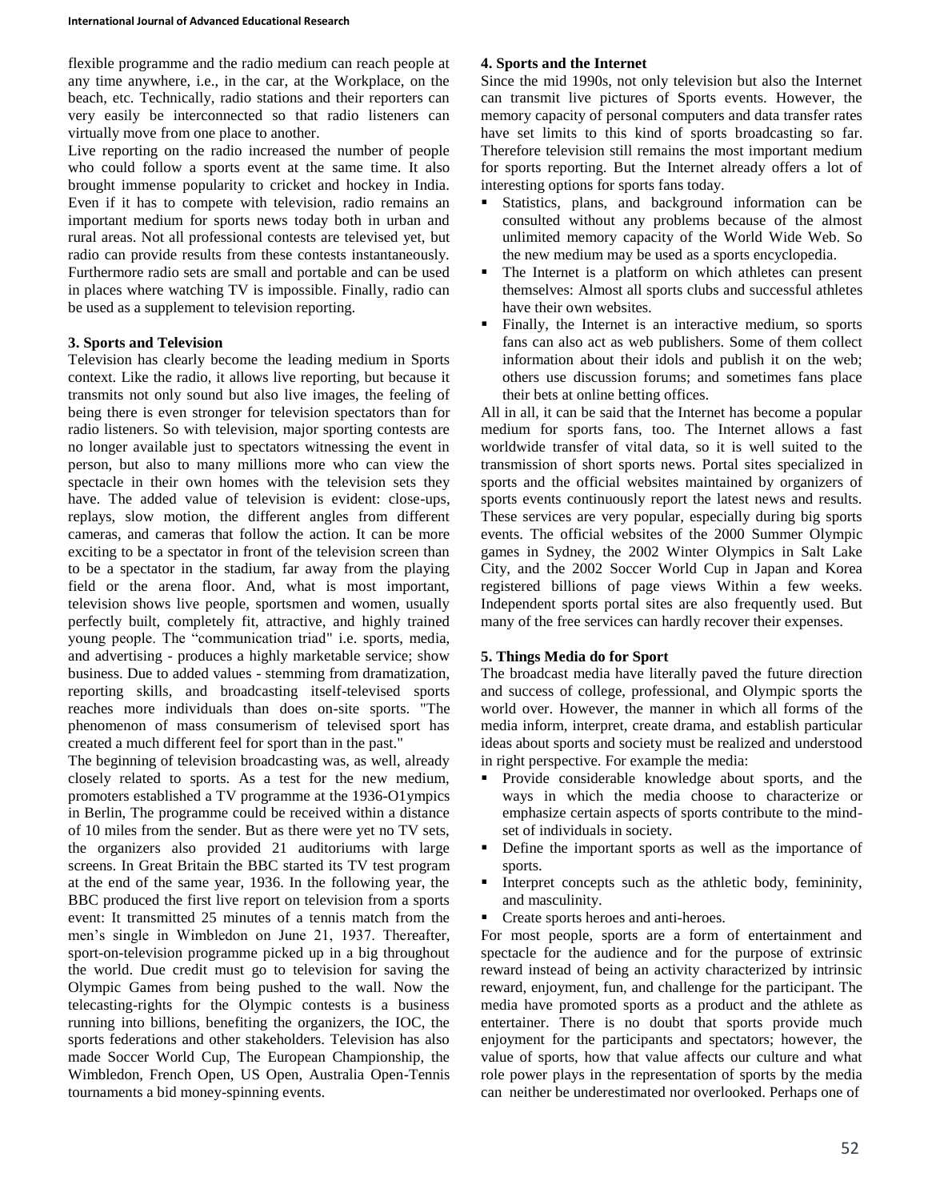flexible programme and the radio medium can reach people at any time anywhere, i.e., in the car, at the Workplace, on the beach, etc. Technically, radio stations and their reporters can very easily be interconnected so that radio listeners can virtually move from one place to another.

Live reporting on the radio increased the number of people who could follow a sports event at the same time. It also brought immense popularity to cricket and hockey in India. Even if it has to compete with television, radio remains an important medium for sports news today both in urban and rural areas. Not all professional contests are televised yet, but radio can provide results from these contests instantaneously. Furthermore radio sets are small and portable and can be used in places where watching TV is impossible. Finally, radio can be used as a supplement to television reporting.

## 3. Sports and Television

Television has clearly become the leading medium in Sports context. Like the radio, it allows live reporting, but because it transmits not only sound but also live images, the feeling of being there is even stronger for television spectators than for radio listeners. So with television, major sporting contests are no longer available just to spectators witnessing the event in person, but also to many millions more who can view the spectacle in their own homes with the television sets they have. The added value of television is evident: close-ups, replays, slow motion, the different angles from different cameras, and cameras that follow the action. It can be more exciting to be a spectator in front of the television screen than to be a spectator in the stadium, far away from the playing field or the arena floor. And, what is most important, television shows live people, sportsmen and women, usually perfectly built, completely fit, attractive, and highly trained young people. The "communication triad" i.e. sports, media, and advertising - produces a highly marketable service; show business. Due to added values - stemming from dramatization, reporting skills, and broadcasting itself-televised sports reaches more individuals than does on-site sports. "The phenomenon of mass consumerism of televised sport has created a much different feel for sport than in the past."

The beginning of television broadcasting was, as well, already closely related to sports. As a test for the new medium, promoters established a TV programme at the 1936-O1ympics in Berlin, The programme could be received within a distance of 10 miles from the sender. But as there were yet no TV sets, the organizers also provided 21 auditoriums with large screens. In Great Britain the BBC started its TV test program at the end of the same year, 1936. In the following year, the BBC produced the first live report on television from a sports event: It transmitted 25 minutes of a tennis match from the men's single in Wimbledon on June 21, 1937. Thereafter, sport-on-television programme picked up in a big throughout the world. Due credit must go to television for saving the Olympic Games from being pushed to the wall. Now the telecasting-rights for the Olympic contests is a business running into billions, benefiting the organizers, the IOC, the sports federations and other stakeholders. Television has also made Soccer World Cup, The European Championship, the Wimbledon, French Open, US Open, Australia Open-Tennis tournaments a bid money-spinning events.

## 4. Sports and the Internet

Since the mid 1990s, not only television but also the Internet can transmit live pictures of Sports events. However, the memory capacity of personal computers and data transfer rates have set limits to this kind of sports broadcasting so far. Therefore television still remains the most important medium for sports reporting. But the Internet already offers a lot of interesting options for sports fans today.

- Statistics, plans, and background information can be consulted without any problems because of the almost unlimited memory capacity of the World Wide Web. So the new medium may be used as a sports encyclopedia.
- The Internet is a platform on which athletes can present themselves: Almost all sports clubs and successful athletes have their own websites.
- Finally, the Internet is an interactive medium, so sports fans can also act as web publishers. Some of them collect information about their idols and publish it on the web; others use discussion forums; and sometimes fans place their bets at online betting offices.

All in all, it can be said that the Internet has become a popular medium for sports fans, too. The Internet allows a fast worldwide transfer of vital data, so it is well suited to the transmission of short sports news. Portal sites specialized in sports and the official websites maintained by organizers of sports events continuously report the latest news and results. These services are very popular, especially during big sports events. The official websites of the 2000 Summer Olympic games in Sydney, the 2002 Winter Olympics in Salt Lake City, and the 2002 Soccer World Cup in Japan and Korea registered billions of page views Within a few weeks. Independent sports portal sites are also frequently used. But many of the free services can hardly recover their expenses.

## 5. Things Media do for Sport

The broadcast media have literally paved the future direction and success of college, professional, and Olympic sports the world over. However, the manner in which all forms of the media inform, interpret, create drama, and establish particular ideas about sports and society must be realized and understood in right perspective. For example the media:

- Provide considerable knowledge about sports, and the ways in which the media choose to characterize or emphasize certain aspects of sports contribute to the mind-set of individuals in society.
- Define the important sports as well as the importance of sports.
- Interpret concepts such as the athletic body, femininity, and masculinity.
- Create sports heroes and anti-heroes.

For most people, sports are a form of entertainment and spectacle for the audience and for the purpose of extrinsic reward instead of being an activity characterized by intrinsic reward, enjoyment, fun, and challenge for the participant. The media have promoted sports as a product and the athlete as entertainer. There is no doubt that sports provide much enjoyment for the participants and spectators; however, the value of sports, how that value affects our culture and what role power plays in the representation of sports by the media can neither be underestimated nor overlooked. Perhaps one of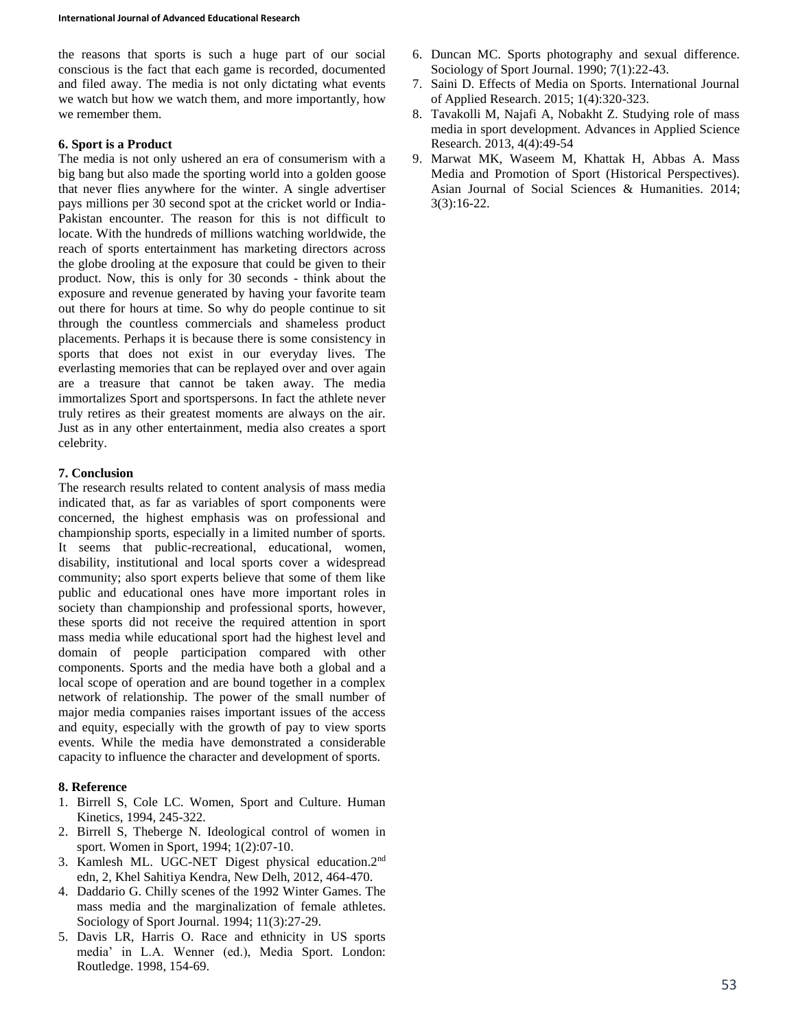the reasons that sports is such a huge part of our social conscious is the fact that each game is recorded, documented and filed away. The media is not only dictating what events we watch but how we watch them, and more importantly, how we remember them.

### 6. Sport is a Product

The media is not only ushered an era of consumerism with a big bang but also made the sporting world into a golden goose that never flies anywhere for the winter. A single advertiser pays millions per 30 second spot at the cricket world or India-Pakistan encounter. The reason for this is not difficult to locate. With the hundreds of millions watching worldwide, the reach of sports entertainment has marketing directors across the globe drooling at the exposure that could be given to their product. Now, this is only for 30 seconds - think about the exposure and revenue generated by having your favorite team out there for hours at time. So why do people continue to sit through the countless commercials and shameless product placements. Perhaps it is because there is some consistency in sports that does not exist in our everyday lives. The everlasting memories that can be replayed over and over again are a treasure that cannot be taken away. The media immortalizes Sport and sportspersons. In fact the athlete never truly retires as their greatest moments are always on the air. Just as in any other entertainment, media also creates a sport celebrity.

### 7. Conclusion

The research results related to content analysis of mass media indicated that, as far as variables of sport components were concerned, the highest emphasis was on professional and championship sports, especially in a limited number of sports. It seems that public-recreational, educational, women, disability, institutional and local sports cover a widespread community; also sport experts believe that some of them like public and educational ones have more important roles in society than championship and professional sports, however, these sports did not receive the required attention in sport mass media while educational sport had the highest level and domain of people participation compared with other components. Sports and the media have both a global and a local scope of operation and are bound together in a complex network of relationship. The power of the small number of major media companies raises important issues of the access and equity, especially with the growth of pay to view sports events. While the media have demonstrated a considerable capacity to influence the character and development of sports.

### 8. Reference

1. Birrell S, Cole LC. Women, Sport and Culture. Human Kinetics, 1994, 245-322.
2. Birrell S, Theberge N. Ideological control of women in sport. Women in Sport, 1994; 1(2):07-10.
3. Kamlesh ML. UGC-NET Digest physical education.2nd edn, 2, Khel Sahitiya Kendra, New Delh, 2012, 464-470.
4. Daddario G. Chilly scenes of the 1992 Winter Games. The mass media and the marginalization of female athletes. Sociology of Sport Journal. 1994; 11(3):27-29.
5. Davis LR, Harris O. Race and ethnicity in US sports media' in L.A. Wenner (ed.), Media Sport. London: Routledge. 1998, 154-69.
6. Duncan MC. Sports photography and sexual difference. Sociology of Sport Journal. 1990; 7(1):22-43.
7. Saini D. Effects of Media on Sports. International Journal of Applied Research. 2015; 1(4):320-323.
8. Tavakolli M, Najafi A, Nobakht Z. Studying role of mass media in sport development. Advances in Applied Science Research. 2013, 4(4):49-54
9. Marwat MK, Waseem M, Khattak H, Abbas A. Mass Media and Promotion of Sport (Historical Perspectives). Asian Journal of Social Sciences & Humanities. 2014; 3(3):16-22.